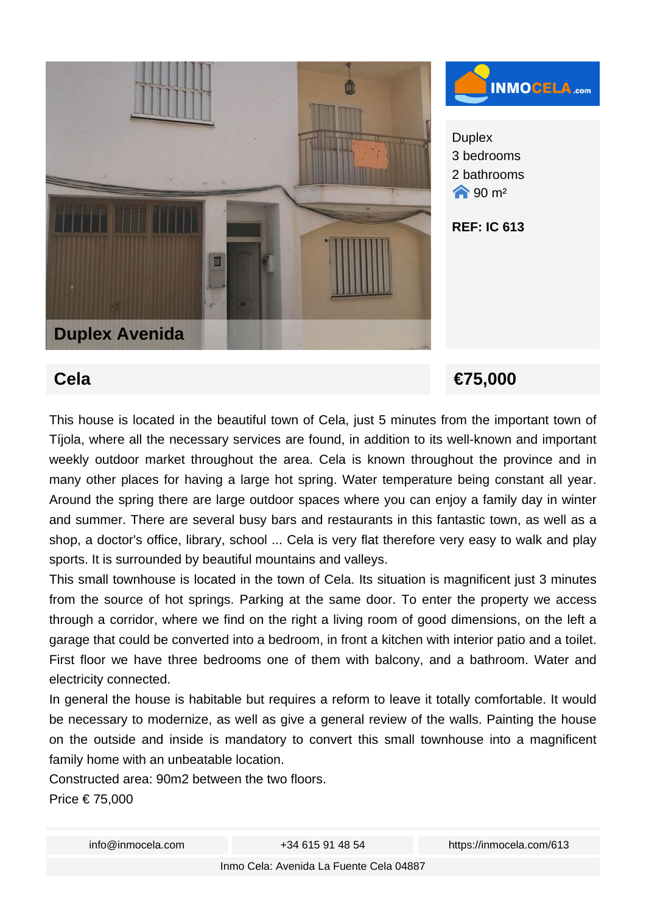## Duplex Avenida

Duplex
3 bedrooms
2 bathrooms
90 m²

**REF: IC 613**

## Cela

## €75,000

This house is located in the beautiful town of Cela, just 5 minutes from the important town of Tíjola, where all the necessary services are found, in addition to its well-known and important weekly outdoor market throughout the area. Cela is known throughout the province and in many other places for having a large hot spring. Water temperature being constant all year. Around the spring there are large outdoor spaces where you can enjoy a family day in winter and summer. There are several busy bars and restaurants in this fantastic town, as well as a shop, a doctor's office, library, school ... Cela is very flat therefore very easy to walk and play sports. It is surrounded by beautiful mountains and valleys.

This small townhouse is located in the town of Cela. Its situation is magnificent just 3 minutes from the source of hot springs. Parking at the same door. To enter the property we access through a corridor, where we find on the right a living room of good dimensions, on the left a garage that could be converted into a bedroom, in front a kitchen with interior patio and a toilet. First floor we have three bedrooms one of them with balcony, and a bathroom. Water and electricity connected.

In general the house is habitable but requires a reform to leave it totally comfortable. It would be necessary to modernize, as well as give a general review of the walls. Painting the house on the outside and inside is mandatory to convert this small townhouse into a magnificent family home with an unbeatable location.

Constructed area: 90m2 between the two floors.

Price € 75,000

info@inmocela.com | +34 615 91 48 54 | https://inmocela.com/613

Inmo Cela: Avenida La Fuente Cela 04887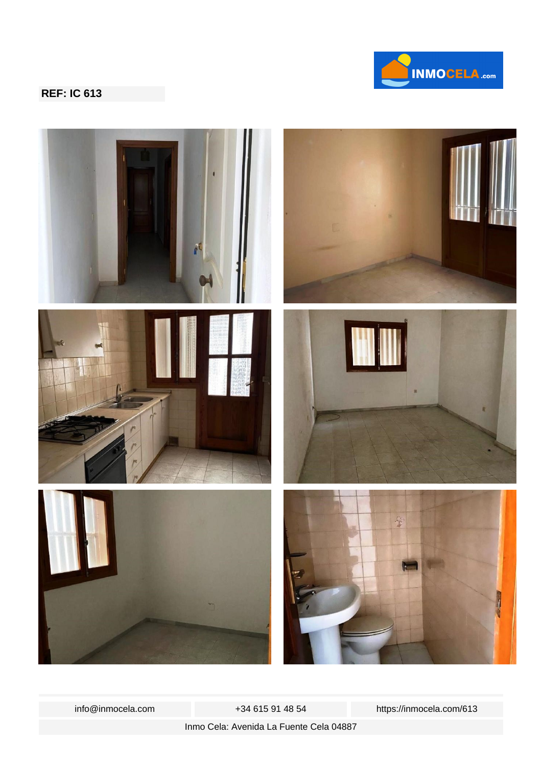**REF: IC 613**

info@inmocela.com | +34 615 91 48 54 | https://inmocela.com/613

Inmo Cela: Avenida La Fuente Cela 04887